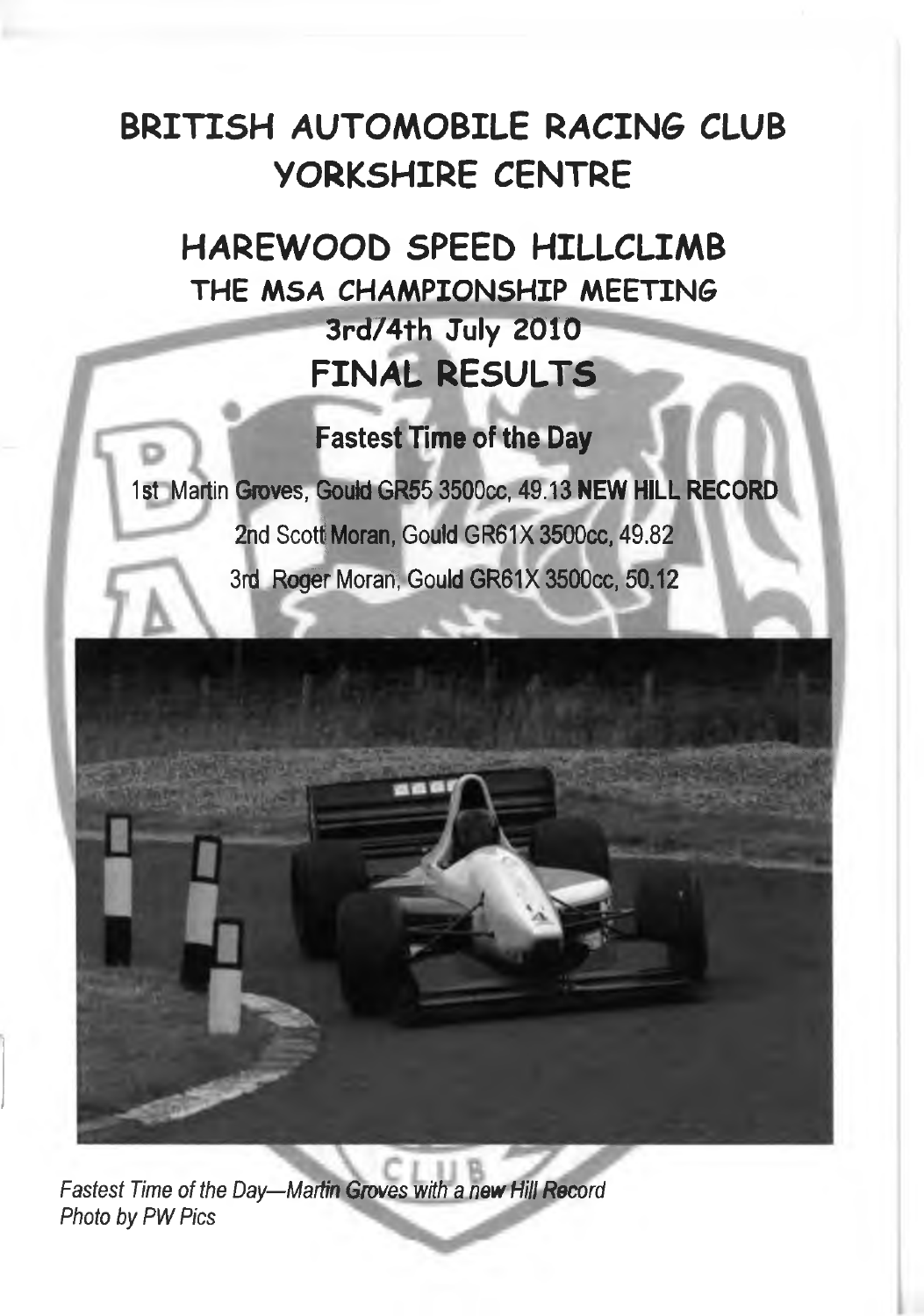# BRITISH AUTOMOBILE RACING CLUB YORKSHIRE CENTRE

## HAREWOOD SPEED HILLCLIMB

### THE MSA CHAMPIONSHIP MEETING

### 3rd/4th July 2010

## FINAL RESULTS

### Fastest Time of the Day

1st Martin Groves, Gould GR55 3500cc, 49.13 **NEW HILL RECORD**

2nd Scott Moran, Gould GR61X 3500cc, 49.82

3rd Roger Moran, Gould GR61X 3500cc, 50.12

*Fastest Time of the Day—Martin Groves with a new Hill Record*
*Photo by PW Pics*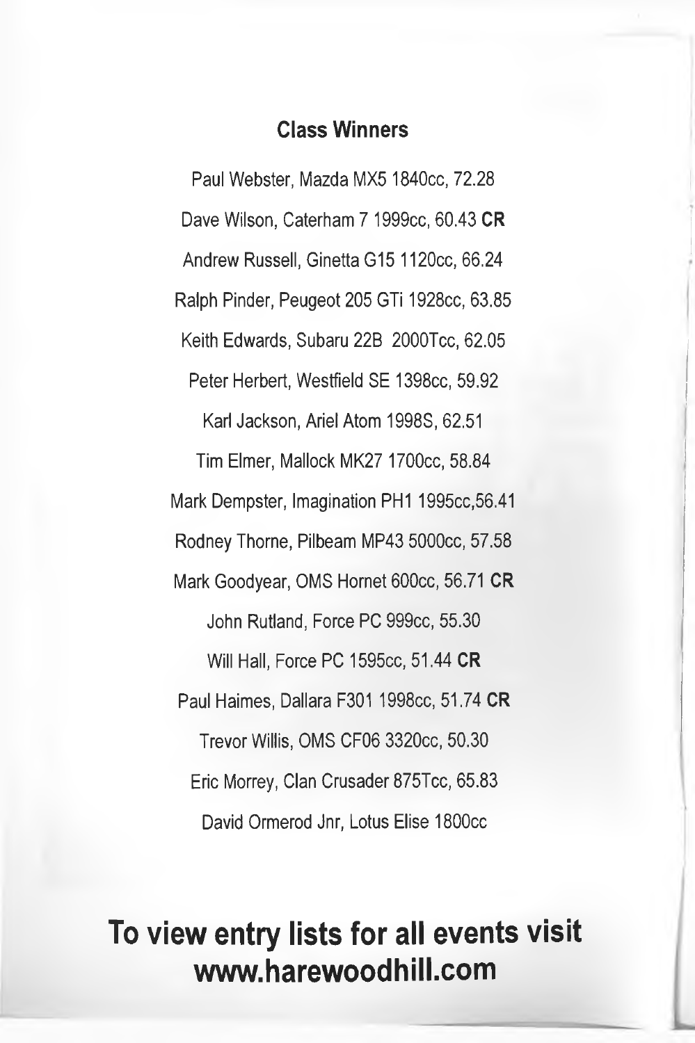## Class Winners

Paul Webster, Mazda MX5 1840cc, 72.28

Dave Wilson, Caterham 7 1999cc, 60.43 **CR**

Andrew Russell, Ginetta G15 1120cc, 66.24

Ralph Pinder, Peugeot 205 GTi 1928cc, 63.85

Keith Edwards, Subaru 22B 2000Tcc, 62.05

Peter Herbert, Westfield SE 1398cc, 59.92

Karl Jackson, Ariel Atom 1998S, 62.51

Tim Elmer, Mallock MK27 1700cc, 58.84

Mark Dempster, Imagination PH1 1995cc,56.41

Rodney Thorne, Pilbeam MP43 5000cc, 57.58

Mark Goodyear, OMS Hornet 600cc, 56.71 **CR**

John Rutland, Force PC 999cc, 55.30

Will Hall, Force PC 1595cc, 51.44 **CR**

Paul Haimes, Dallara F301 1998cc, 51.74 **CR**

Trevor Willis, OMS CF06 3320cc, 50.30

Eric Morrey, Clan Crusader 875Tcc, 65.83

David Ormerod Jnr, Lotus Elise 1800cc

# To view entry lists for all events visit www.harewoodhill.com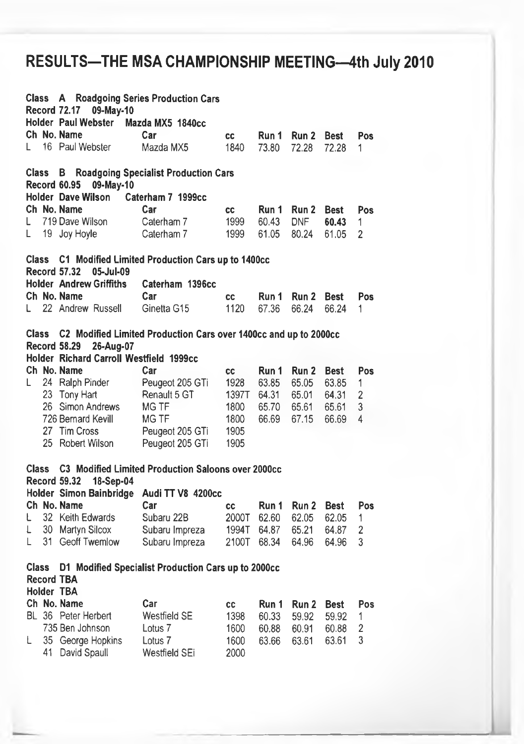# RESULTS—THE MSA CHAMPIONSHIP MEETING—4th July 2010

**Class A Roadgoing Series Production Cars**
**Record 72.17 09-May-10**
**Holder Paul Webster Mazda MX5 1840cc**

| Ch | No. | Name | Car | cc | Run 1 | Run 2 | Best | Pos |
|---|---|---|---|---|---|---|---|---|
| L | 16 | Paul Webster | Mazda MX5 | 1840 | 73.80 | 72.28 | 72.28 | 1 |

**Class B Roadgoing Specialist Production Cars**
**Record 60.95 09-May-10**
**Holder Dave Wilson Caterham 7 1999cc**

| Ch | No. | Name | Car | cc | Run 1 | Run 2 | Best | Pos |
|---|---|---|---|---|---|---|---|---|
| L | 719 | Dave Wilson | Caterham 7 | 1999 | 60.43 | DNF | **60.43** | 1 |
| L | 19 | Joy Hoyle | Caterham 7 | 1999 | 61.05 | 80.24 | 61.05 | 2 |

**Class C1 Modified Limited Production Cars up to 1400cc**
**Record 57.32 05-Jul-09**
**Holder Andrew Griffiths Caterham 1396cc**

| Ch | No. | Name | Car | cc | Run 1 | Run 2 | Best | Pos |
|---|---|---|---|---|---|---|---|---|
| L | 22 | Andrew Russell | Ginetta G15 | 1120 | 67.36 | 66.24 | 66.24 | 1 |

**Class C2 Modified Limited Production Cars over 1400cc and up to 2000cc**
**Record 58.29 26-Aug-07**
**Holder Richard Carroll Westfield 1999cc**

| Ch | No. | Name | Car | cc | Run 1 | Run 2 | Best | Pos |
|---|---|---|---|---|---|---|---|---|
| L | 24 | Ralph Pinder | Peugeot 205 GTi | 1928 | 63.85 | 65.05 | 63.85 | 1 |
| | 23 | Tony Hart | Renault 5 GT | 1397T | 64.31 | 65.01 | 64.31 | 2 |
| | 26 | Simon Andrews | MG TF | 1800 | 65.70 | 65.61 | 65.61 | 3 |
| | 726 | Bernard Kevill | MG TF | 1800 | 66.69 | 67.15 | 66.69 | 4 |
| | 27 | Tim Cross | Peugeot 205 GTi | 1905 | | | | |
| | 25 | Robert Wilson | Peugeot 205 GTi | 1905 | | | | |

**Class C3 Modified Limited Production Saloons over 2000cc**
**Record 59.32 18-Sep-04**
**Holder Simon Bainbridge Audi TT V8 4200cc**

| Ch | No. | Name | Car | cc | Run 1 | Run 2 | Best | Pos |
|---|---|---|---|---|---|---|---|---|
| L | 32 | Keith Edwards | Subaru 22B | 2000T | 62.60 | 62.05 | 62.05 | 1 |
| L | 30 | Martyn Silcox | Subaru Impreza | 1994T | 64.87 | 65.21 | 64.87 | 2 |
| L | 31 | Geoff Twemlow | Subaru Impreza | 2100T | 68.34 | 64.96 | 64.96 | 3 |

**Class D1 Modified Specialist Production Cars up to 2000cc**
**Record TBA**
**Holder TBA**

| Ch | No. | Name | Car | cc | Run 1 | Run 2 | Best | Pos |
|---|---|---|---|---|---|---|---|---|
| BL | 36 | Peter Herbert | Westfield SE | 1398 | 60.33 | 59.92 | 59.92 | 1 |
| | 735 | Ben Johnson | Lotus 7 | 1600 | 60.88 | 60.91 | 60.88 | 2 |
| L | 35 | George Hopkins | Lotus 7 | 1600 | 63.66 | 63.61 | 63.61 | 3 |
| | 41 | David Spaull | Westfield SEi | 2000 | | | | |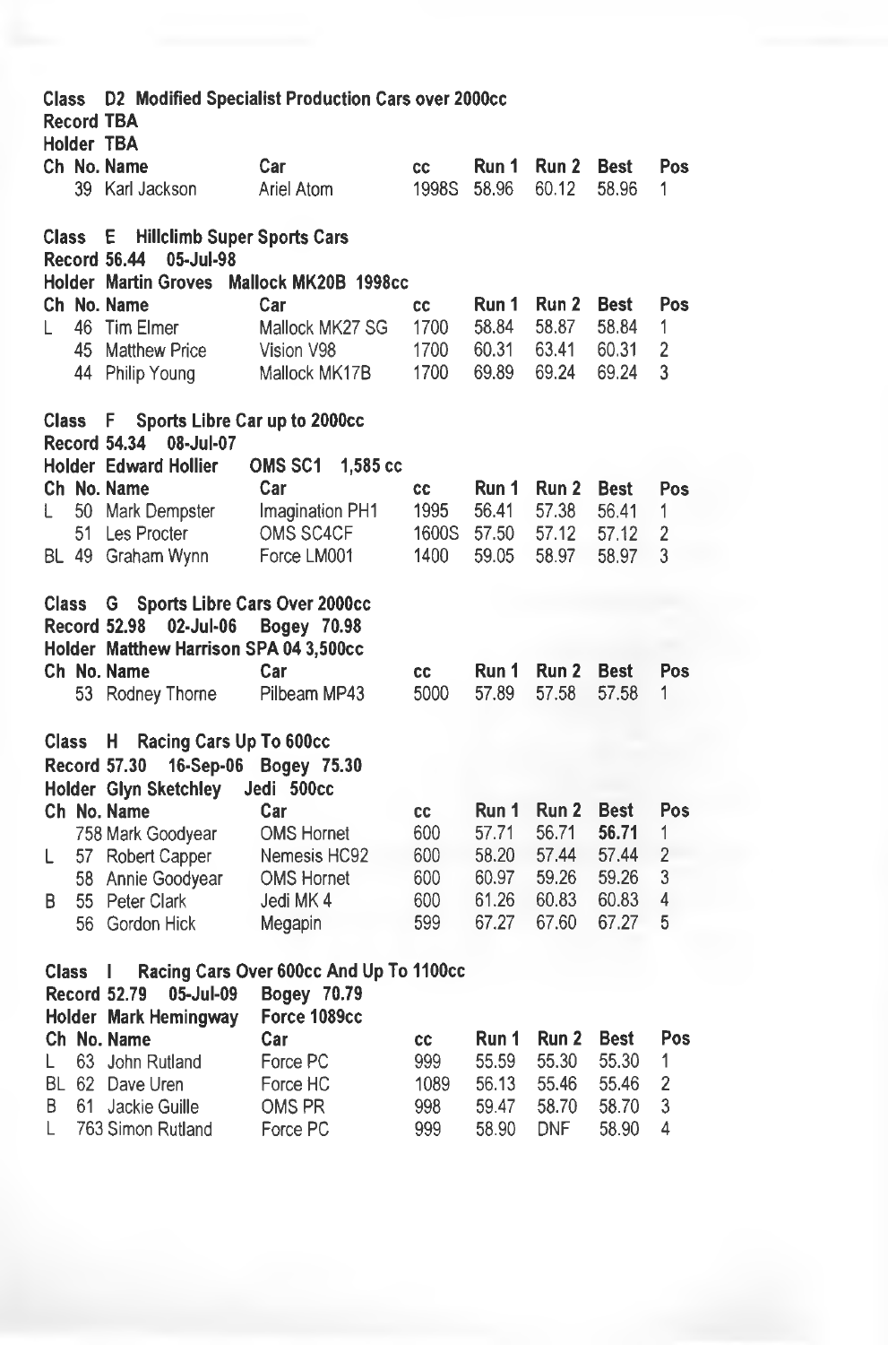**Class D2 Modified Specialist Production Cars over 2000cc**
**Record TBA**
**Holder TBA**

| Ch | No. | Name | Car | cc | Run 1 | Run 2 | Best | Pos |
|---|---|---|---|---|---|---|---|---|
| | 39 | Karl Jackson | Ariel Atom | 1998S | 58.96 | 60.12 | 58.96 | 1 |

**Class E Hillclimb Super Sports Cars**
**Record 56.44 05-Jul-98**
**Holder Martin Groves Mallock MK20B 1998cc**

| Ch | No. | Name | Car | cc | Run 1 | Run 2 | Best | Pos |
|---|---|---|---|---|---|---|---|---|
| L | 46 | Tim Elmer | Mallock MK27 SG | 1700 | 58.84 | 58.87 | 58.84 | 1 |
| | 45 | Matthew Price | Vision V98 | 1700 | 60.31 | 63.41 | 60.31 | 2 |
| | 44 | Philip Young | Mallock MK17B | 1700 | 69.89 | 69.24 | 69.24 | 3 |

**Class F Sports Libre Car up to 2000cc**
**Record 54.34 08-Jul-07**
**Holder Edward Hollier OMS SC1 1,585 cc**

| Ch | No. | Name | Car | cc | Run 1 | Run 2 | Best | Pos |
|---|---|---|---|---|---|---|---|---|
| L | 50 | Mark Dempster | Imagination PH1 | 1995 | 56.41 | 57.38 | 56.41 | 1 |
| | 51 | Les Procter | OMS SC4CF | 1600S | 57.50 | 57.12 | 57.12 | 2 |
| BL | 49 | Graham Wynn | Force LM001 | 1400 | 59.05 | 58.97 | 58.97 | 3 |

**Class G Sports Libre Cars Over 2000cc**
**Record 52.98 02-Jul-06 Bogey 70.98**
**Holder Matthew Harrison SPA 04 3,500cc**

| Ch | No. | Name | Car | cc | Run 1 | Run 2 | Best | Pos |
|---|---|---|---|---|---|---|---|---|
| | 53 | Rodney Thorne | Pilbeam MP43 | 5000 | 57.89 | 57.58 | 57.58 | 1 |

**Class H Racing Cars Up To 600cc**
**Record 57.30 16-Sep-06 Bogey 75.30**
**Holder Glyn Sketchley Jedi 500cc**

| Ch | No. | Name | Car | cc | Run 1 | Run 2 | Best | Pos |
|---|---|---|---|---|---|---|---|---|
| | 758 | Mark Goodyear | OMS Hornet | 600 | 57.71 | 56.71 | **56.71** | 1 |
| L | 57 | Robert Capper | Nemesis HC92 | 600 | 58.20 | 57.44 | 57.44 | 2 |
| | 58 | Annie Goodyear | OMS Hornet | 600 | 60.97 | 59.26 | 59.26 | 3 |
| B | 55 | Peter Clark | Jedi MK 4 | 600 | 61.26 | 60.83 | 60.83 | 4 |
| | 56 | Gordon Hick | Megapin | 599 | 67.27 | 67.60 | 67.27 | 5 |

**Class I Racing Cars Over 600cc And Up To 1100cc**
**Record 52.79 05-Jul-09 Bogey 70.79**
**Holder Mark Hemingway Force 1089cc**

| Ch | No. | Name | Car | cc | Run 1 | Run 2 | Best | Pos |
|---|---|---|---|---|---|---|---|---|
| L | 63 | John Rutland | Force PC | 999 | 55.59 | 55.30 | 55.30 | 1 |
| BL | 62 | Dave Uren | Force HC | 1089 | 56.13 | 55.46 | 55.46 | 2 |
| B | 61 | Jackie Guille | OMS PR | 998 | 59.47 | 58.70 | 58.70 | 3 |
| L | 763 | Simon Rutland | Force PC | 999 | 58.90 | DNF | 58.90 | 4 |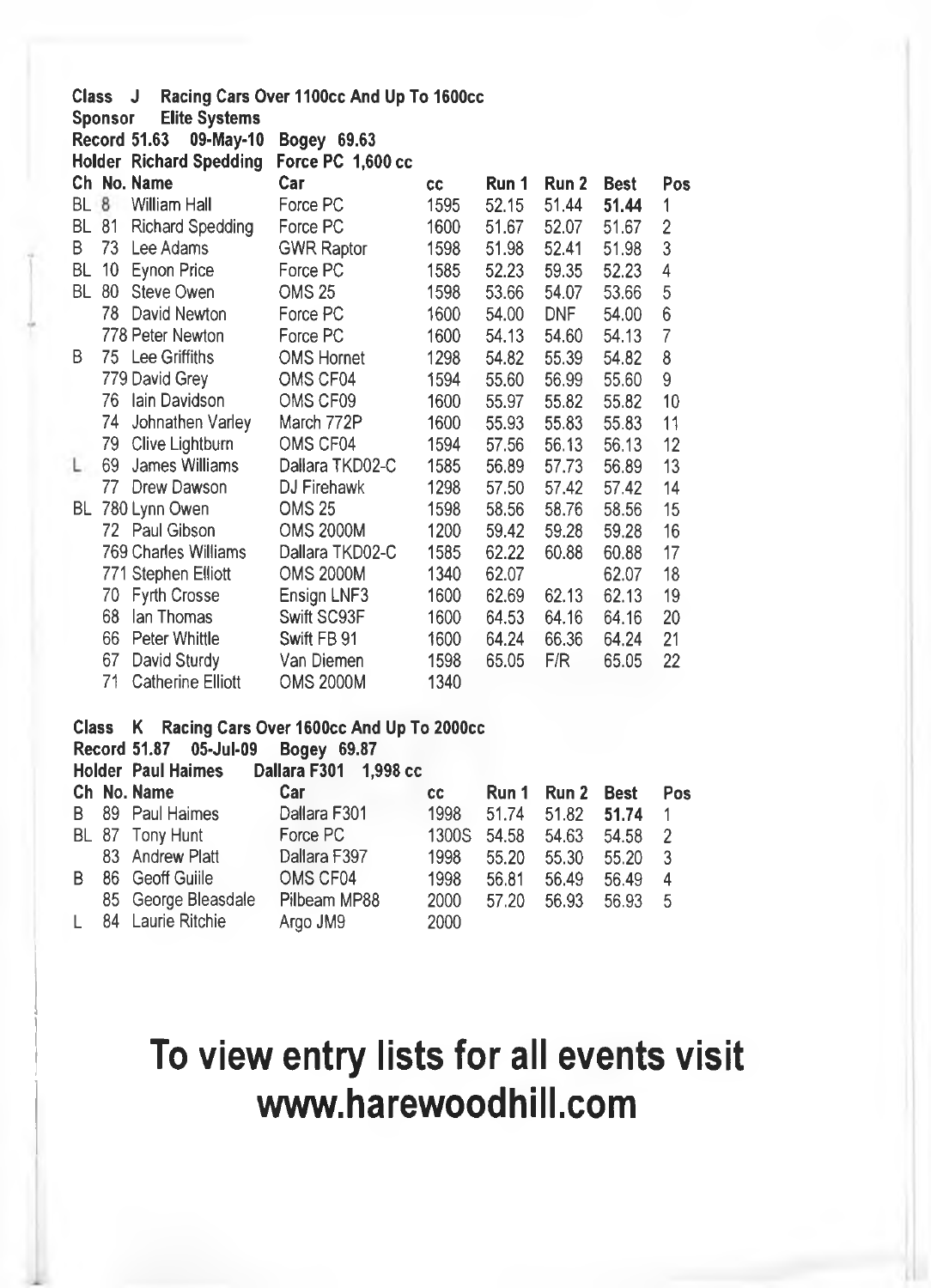**Class J Racing Cars Over 1100cc And Up To 1600cc**
**Sponsor Elite Systems**
**Record 51.63 09-May-10 Bogey 69.63**
**Holder Richard Spedding Force PC 1,600 cc**

| Ch | No. | Name | Car | cc | Run 1 | Run 2 | Best | Pos |
|---|---|---|---|---|---|---|---|---|
| BL | 8 | William Hall | Force PC | 1595 | 52.15 | 51.44 | **51.44** | 1 |
| BL | 81 | Richard Spedding | Force PC | 1600 | 51.67 | 52.07 | 51.67 | 2 |
| B | 73 | Lee Adams | GWR Raptor | 1598 | 51.98 | 52.41 | 51.98 | 3 |
| BL | 10 | Eynon Price | Force PC | 1585 | 52.23 | 59.35 | 52.23 | 4 |
| BL | 80 | Steve Owen | OMS 25 | 1598 | 53.66 | 54.07 | 53.66 | 5 |
| | 78 | David Newton | Force PC | 1600 | 54.00 | DNF | 54.00 | 6 |
| | 778 | Peter Newton | Force PC | 1600 | 54.13 | 54.60 | 54.13 | 7 |
| B | 75 | Lee Griffiths | OMS Hornet | 1298 | 54.82 | 55.39 | 54.82 | 8 |
| | 779 | David Grey | OMS CF04 | 1594 | 55.60 | 56.99 | 55.60 | 9 |
| | 76 | Iain Davidson | OMS CF09 | 1600 | 55.97 | 55.82 | 55.82 | 10 |
| | 74 | Johnathen Varley | March 772P | 1600 | 55.93 | 55.83 | 55.83 | 11 |
| | 79 | Clive Lightburn | OMS CF04 | 1594 | 57.56 | 56.13 | 56.13 | 12 |
| L | 69 | James Williams | Dallara TKD02-C | 1585 | 56.89 | 57.73 | 56.89 | 13 |
| | 77 | Drew Dawson | DJ Firehawk | 1298 | 57.50 | 57.42 | 57.42 | 14 |
| BL | 780 | Lynn Owen | OMS 25 | 1598 | 58.56 | 58.76 | 58.56 | 15 |
| | 72 | Paul Gibson | OMS 2000M | 1200 | 59.42 | 59.28 | 59.28 | 16 |
| | 769 | Charles Williams | Dallara TKD02-C | 1585 | 62.22 | 60.88 | 60.88 | 17 |
| | 771 | Stephen Elliott | OMS 2000M | 1340 | 62.07 | | 62.07 | 18 |
| | 70 | Fyrth Crosse | Ensign LNF3 | 1600 | 62.69 | 62.13 | 62.13 | 19 |
| | 68 | Ian Thomas | Swift SC93F | 1600 | 64.53 | 64.16 | 64.16 | 20 |
| | 66 | Peter Whittle | Swift FB 91 | 1600 | 64.24 | 66.36 | 64.24 | 21 |
| | 67 | David Sturdy | Van Diemen | 1598 | 65.05 | F/R | 65.05 | 22 |
| | 71 | Catherine Elliott | OMS 2000M | 1340 | | | | |

**Class K Racing Cars Over 1600cc And Up To 2000cc**
**Record 51.87 05-Jul-09 Bogey 69.87**
**Holder Paul Haimes Dallara F301 1,998 cc**

| Ch | No. | Name | Car | cc | Run 1 | Run 2 | Best | Pos |
|---|---|---|---|---|---|---|---|---|
| B | 89 | Paul Haimes | Dallara F301 | 1998 | 51.74 | 51.82 | **51.74** | 1 |
| BL | 87 | Tony Hunt | Force PC | 1300S | 54.58 | 54.63 | 54.58 | 2 |
| | 83 | Andrew Platt | Dallara F397 | 1998 | 55.20 | 55.30 | 55.20 | 3 |
| B | 86 | Geoff Guiile | OMS CF04 | 1998 | 56.81 | 56.49 | 56.49 | 4 |
| | 85 | George Bleasdale | Pilbeam MP88 | 2000 | 57.20 | 56.93 | 56.93 | 5 |
| L | 84 | Laurie Ritchie | Argo JM9 | 2000 | | | | |

# To view entry lists for all events visit www.harewoodhill.com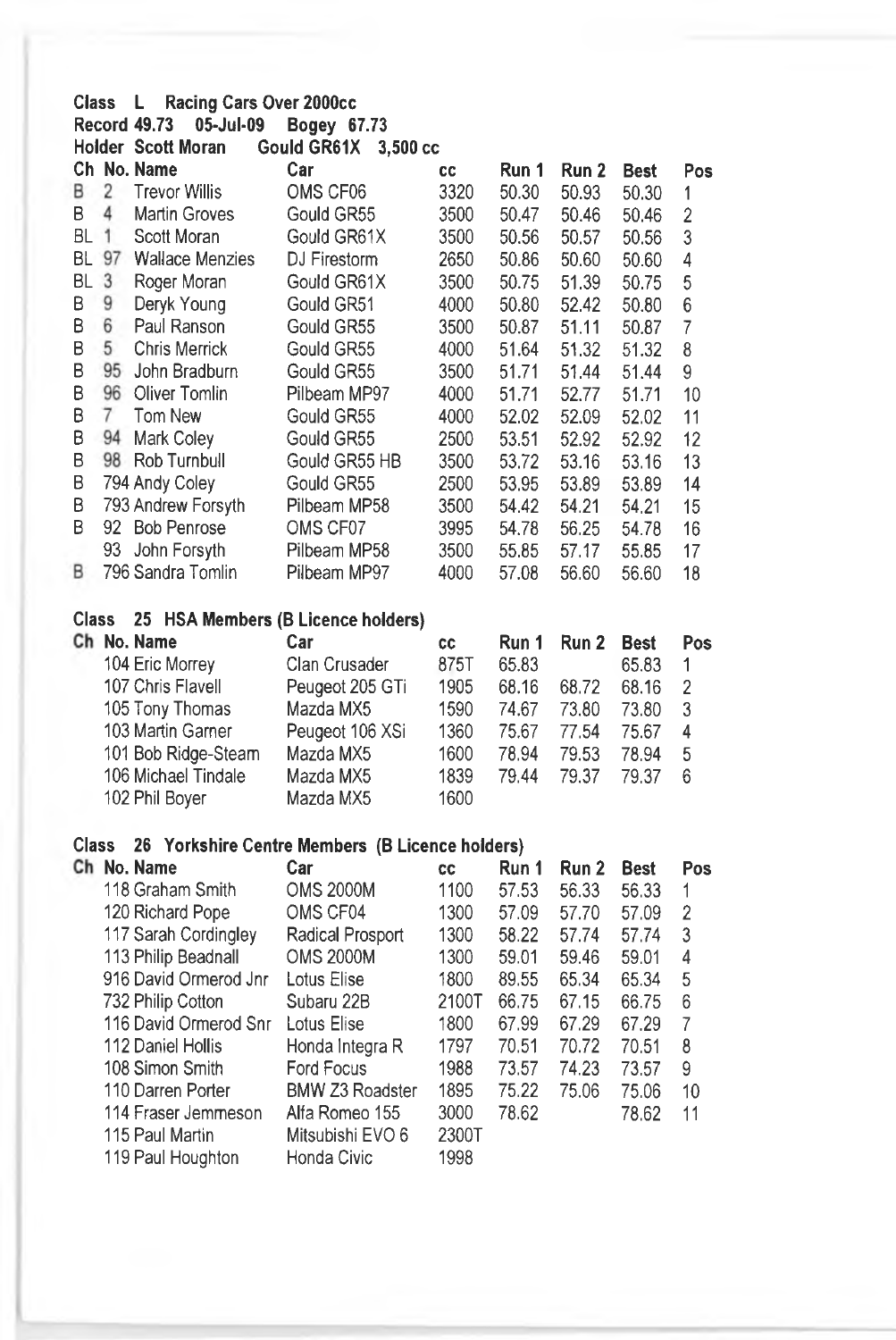**Class L Racing Cars Over 2000cc**
**Record 49.73 05-Jul-09 Bogey 67.73**
**Holder Scott Moran Gould GR61X 3,500 cc**

| Ch | No. | Name | Car | cc | Run 1 | Run 2 | Best | Pos |
|---|---|---|---|---|---|---|---|---|
| B | 2 | Trevor Willis | OMS CF06 | 3320 | 50.30 | 50.93 | 50.30 | 1 |
| B | 4 | Martin Groves | Gould GR55 | 3500 | 50.47 | 50.46 | 50.46 | 2 |
| BL | 1 | Scott Moran | Gould GR61X | 3500 | 50.56 | 50.57 | 50.56 | 3 |
| BL | 97 | Wallace Menzies | DJ Firestorm | 2650 | 50.86 | 50.60 | 50.60 | 4 |
| BL | 3 | Roger Moran | Gould GR61X | 3500 | 50.75 | 51.39 | 50.75 | 5 |
| B | 9 | Deryk Young | Gould GR51 | 4000 | 50.80 | 52.42 | 50.80 | 6 |
| B | 6 | Paul Ranson | Gould GR55 | 3500 | 50.87 | 51.11 | 50.87 | 7 |
| B | 5 | Chris Merrick | Gould GR55 | 4000 | 51.64 | 51.32 | 51.32 | 8 |
| B | 95 | John Bradburn | Gould GR55 | 3500 | 51.71 | 51.44 | 51.44 | 9 |
| B | 96 | Oliver Tomlin | Pilbeam MP97 | 4000 | 51.71 | 52.77 | 51.71 | 10 |
| B | 7 | Tom New | Gould GR55 | 4000 | 52.02 | 52.09 | 52.02 | 11 |
| B | 94 | Mark Coley | Gould GR55 | 2500 | 53.51 | 52.92 | 52.92 | 12 |
| B | 98 | Rob Turnbull | Gould GR55 HB | 3500 | 53.72 | 53.16 | 53.16 | 13 |
| B | 794 | Andy Coley | Gould GR55 | 2500 | 53.95 | 53.89 | 53.89 | 14 |
| B | 793 | Andrew Forsyth | Pilbeam MP58 | 3500 | 54.42 | 54.21 | 54.21 | 15 |
| B | 92 | Bob Penrose | OMS CF07 | 3995 | 54.78 | 56.25 | 54.78 | 16 |
| | 93 | John Forsyth | Pilbeam MP58 | 3500 | 55.85 | 57.17 | 55.85 | 17 |
| B | 796 | Sandra Tomlin | Pilbeam MP97 | 4000 | 57.08 | 56.60 | 56.60 | 18 |

**Class 25 HSA Members (B Licence holders)**

| Ch | No. | Name | Car | cc | Run 1 | Run 2 | Best | Pos |
|---|---|---|---|---|---|---|---|---|
| | 104 | Eric Morrey | Clan Crusader | 875T | 65.83 | | 65.83 | 1 |
| | 107 | Chris Flavell | Peugeot 205 GTi | 1905 | 68.16 | 68.72 | 68.16 | 2 |
| | 105 | Tony Thomas | Mazda MX5 | 1590 | 74.67 | 73.80 | 73.80 | 3 |
| | 103 | Martin Garner | Peugeot 106 XSi | 1360 | 75.67 | 77.54 | 75.67 | 4 |
| | 101 | Bob Ridge-Steam | Mazda MX5 | 1600 | 78.94 | 79.53 | 78.94 | 5 |
| | 106 | Michael Tindale | Mazda MX5 | 1839 | 79.44 | 79.37 | 79.37 | 6 |
| | 102 | Phil Boyer | Mazda MX5 | 1600 | | | | |

**Class 26 Yorkshire Centre Members (B Licence holders)**

| Ch | No. | Name | Car | cc | Run 1 | Run 2 | Best | Pos |
|---|---|---|---|---|---|---|---|---|
| | 118 | Graham Smith | OMS 2000M | 1100 | 57.53 | 56.33 | 56.33 | 1 |
| | 120 | Richard Pope | OMS CF04 | 1300 | 57.09 | 57.70 | 57.09 | 2 |
| | 117 | Sarah Cordingley | Radical Prosport | 1300 | 58.22 | 57.74 | 57.74 | 3 |
| | 113 | Philip Beadnall | OMS 2000M | 1300 | 59.01 | 59.46 | 59.01 | 4 |
| | 916 | David Ormerod Jnr | Lotus Elise | 1800 | 89.55 | 65.34 | 65.34 | 5 |
| | 732 | Philip Cotton | Subaru 22B | 2100T | 66.75 | 67.15 | 66.75 | 6 |
| | 116 | David Ormerod Snr | Lotus Elise | 1800 | 67.99 | 67.29 | 67.29 | 7 |
| | 112 | Daniel Hollis | Honda Integra R | 1797 | 70.51 | 70.72 | 70.51 | 8 |
| | 108 | Simon Smith | Ford Focus | 1988 | 73.57 | 74.23 | 73.57 | 9 |
| | 110 | Darren Porter | BMW Z3 Roadster | 1895 | 75.22 | 75.06 | 75.06 | 10 |
| | 114 | Fraser Jemmeson | Alfa Romeo 155 | 3000 | 78.62 | | 78.62 | 11 |
| | 115 | Paul Martin | Mitsubishi EVO 6 | 2300T | | | | |
| | 119 | Paul Houghton | Honda Civic | 1998 | | | | |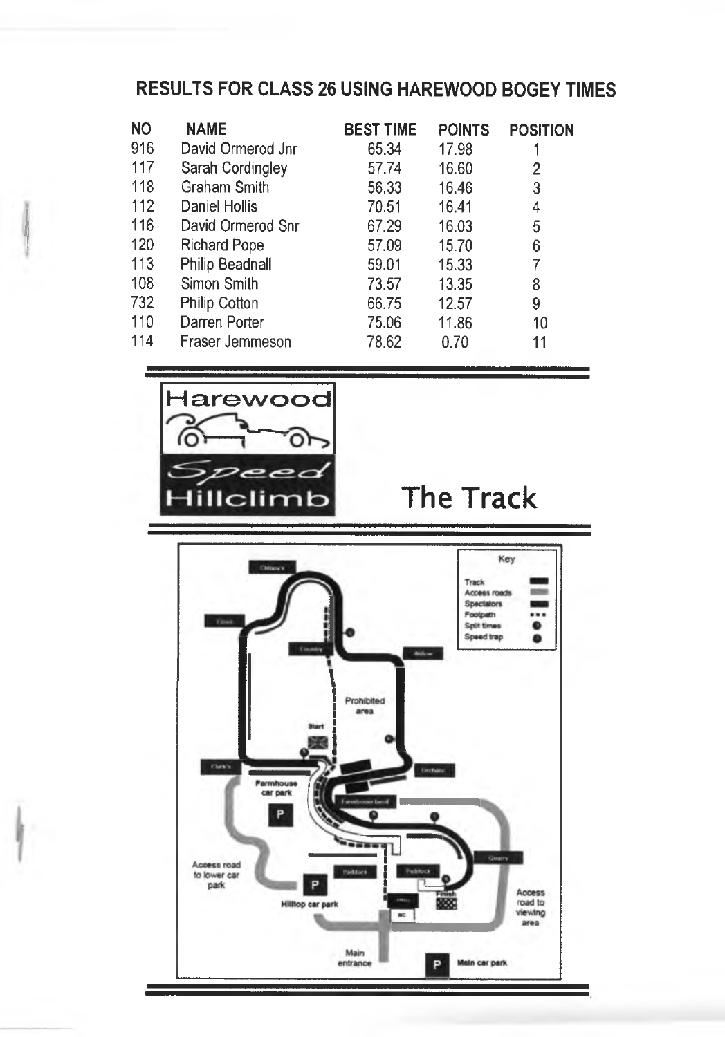## RESULTS FOR CLASS 26 USING HAREWOOD BOGEY TIMES

| NO | NAME | BEST TIME | POINTS | POSITION |
|---|---|---|---|---|
| 916 | David Ormerod Jnr | 65.34 | 17.98 | 1 |
| 117 | Sarah Cordingley | 57.74 | 16.60 | 2 |
| 118 | Graham Smith | 56.33 | 16.46 | 3 |
| 112 | Daniel Hollis | 70.51 | 16.41 | 4 |
| 116 | David Ormerod Snr | 67.29 | 16.03 | 5 |
| 120 | Richard Pope | 57.09 | 15.70 | 6 |
| 113 | Philip Beadnall | 59.01 | 15.33 | 7 |
| 108 | Simon Smith | 73.57 | 13.35 | 8 |
| 732 | Philip Cotton | 66.75 | 12.57 | 9 |
| 110 | Darren Porter | 75.06 | 11.86 | 10 |
| 114 | Fraser Jemmeson | 78.62 | 0.70 | 11 |

Harewood Speed Hillclimb

# The Track

Key: Track, Access roads, Spectators, Footpath, Split times, Speed trap

Prohibited area

Start

Farmhouse car park

P

Access road to lower car park

P

Hilltop car park

Finish

Access road to viewing area

Main entrance

P Main car park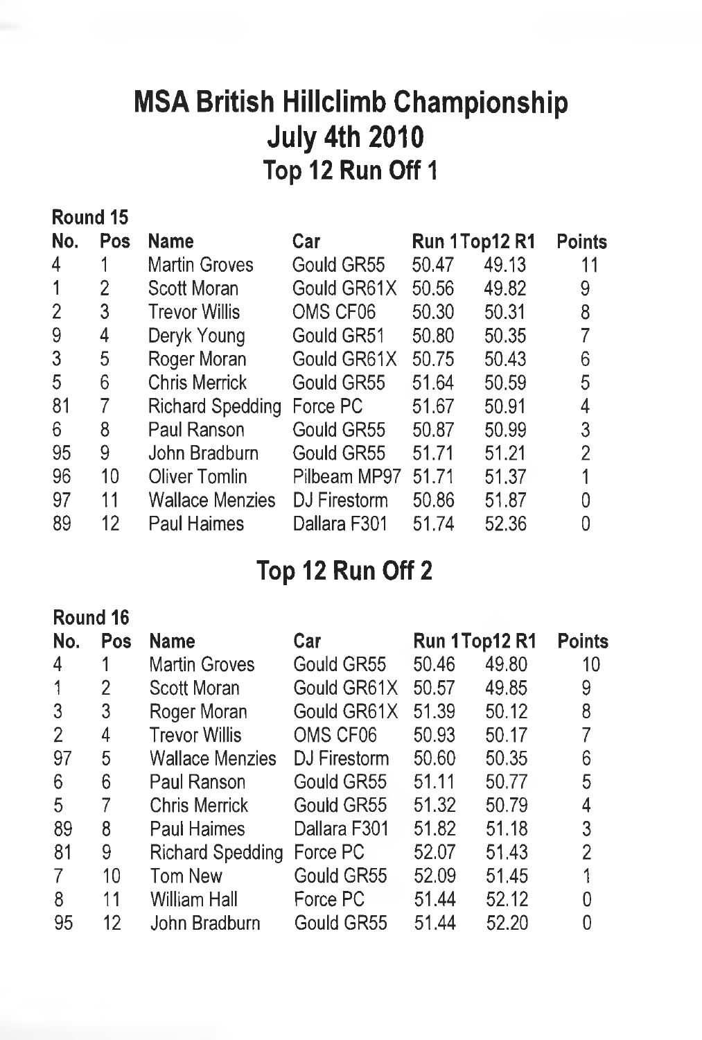# MSA British Hillclimb Championship
# July 4th 2010
## Top 12 Run Off 1

**Round 15**

| No. | Pos | Name | Car | Run 1 | Top12 R1 | Points |
|---|---|---|---|---|---|---|
| 4 | 1 | Martin Groves | Gould GR55 | 50.47 | 49.13 | 11 |
| 1 | 2 | Scott Moran | Gould GR61X | 50.56 | 49.82 | 9 |
| 2 | 3 | Trevor Willis | OMS CF06 | 50.30 | 50.31 | 8 |
| 9 | 4 | Deryk Young | Gould GR51 | 50.80 | 50.35 | 7 |
| 3 | 5 | Roger Moran | Gould GR61X | 50.75 | 50.43 | 6 |
| 5 | 6 | Chris Merrick | Gould GR55 | 51.64 | 50.59 | 5 |
| 81 | 7 | Richard Spedding | Force PC | 51.67 | 50.91 | 4 |
| 6 | 8 | Paul Ranson | Gould GR55 | 50.87 | 50.99 | 3 |
| 95 | 9 | John Bradburn | Gould GR55 | 51.71 | 51.21 | 2 |
| 96 | 10 | Oliver Tomlin | Pilbeam MP97 | 51.71 | 51.37 | 1 |
| 97 | 11 | Wallace Menzies | DJ Firestorm | 50.86 | 51.87 | 0 |
| 89 | 12 | Paul Haimes | Dallara F301 | 51.74 | 52.36 | 0 |

## Top 12 Run Off 2

**Round 16**

| No. | Pos | Name | Car | Run 1 | Top12 R1 | Points |
|---|---|---|---|---|---|---|
| 4 | 1 | Martin Groves | Gould GR55 | 50.46 | 49.80 | 10 |
| 1 | 2 | Scott Moran | Gould GR61X | 50.57 | 49.85 | 9 |
| 3 | 3 | Roger Moran | Gould GR61X | 51.39 | 50.12 | 8 |
| 2 | 4 | Trevor Willis | OMS CF06 | 50.93 | 50.17 | 7 |
| 97 | 5 | Wallace Menzies | DJ Firestorm | 50.60 | 50.35 | 6 |
| 6 | 6 | Paul Ranson | Gould GR55 | 51.11 | 50.77 | 5 |
| 5 | 7 | Chris Merrick | Gould GR55 | 51.32 | 50.79 | 4 |
| 89 | 8 | Paul Haimes | Dallara F301 | 51.82 | 51.18 | 3 |
| 81 | 9 | Richard Spedding | Force PC | 52.07 | 51.43 | 2 |
| 7 | 10 | Tom New | Gould GR55 | 52.09 | 51.45 | 1 |
| 8 | 11 | William Hall | Force PC | 51.44 | 52.12 | 0 |
| 95 | 12 | John Bradburn | Gould GR55 | 51.44 | 52.20 | 0 |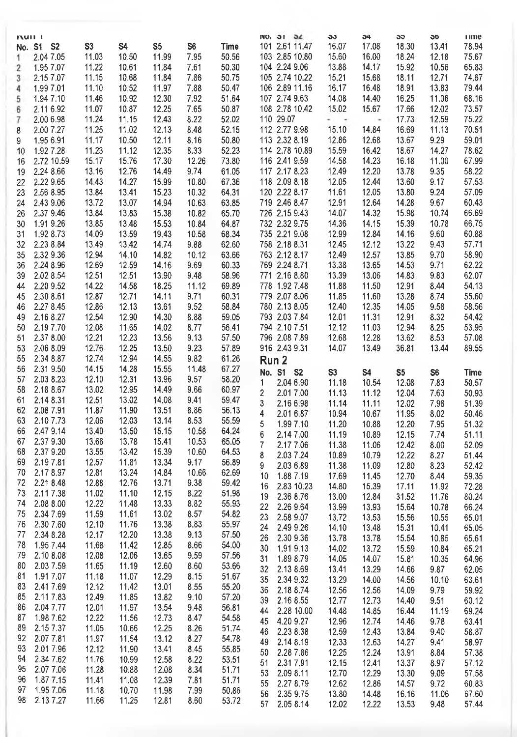## Run 1

| No. | S1 | S2 | S3 | S4 | S5 | S6 | Time |
|---|---|---|---|---|---|---|---|
| 1 | 2.04 | 7.05 | 11.03 | 10.50 | 11.99 | 7.95 | 50.56 |
| 2 | 1.95 | 7.07 | 11.22 | 10.61 | 11.84 | 7.61 | 50.30 |
| 3 | 2.15 | 7.07 | 11.15 | 10.68 | 11.84 | 7.86 | 50.75 |
| 4 | 1.99 | 7.01 | 11.10 | 10.52 | 11.97 | 7.88 | 50.47 |
| 5 | 1.94 | 7.10 | 11.46 | 10.92 | 12.30 | 7.92 | 51.64 |
| 6 | 2.11 | 6.92 | 11.07 | 10.87 | 12.25 | 7.65 | 50.87 |
| 7 | 2.00 | 6.98 | 11.24 | 11.15 | 12.43 | 8.22 | 52.02 |
| 8 | 2.00 | 7.27 | 11.25 | 11.02 | 12.13 | 8.48 | 52.15 |
| 9 | 1.95 | 6.91 | 11.17 | 10.50 | 12.11 | 8.16 | 50.80 |
| 10 | 1.92 | 7.28 | 11.23 | 11.12 | 12.35 | 8.33 | 52.23 |
| 16 | 2.72 | 10.59 | 15.17 | 15.76 | 17.30 | 12.26 | 73.80 |
| 19 | 2.24 | 8.66 | 13.16 | 12.76 | 14.49 | 9.74 | 61.05 |
| 22 | 2.22 | 9.65 | 14.43 | 14.27 | 15.99 | 10.80 | 67.36 |
| 23 | 2.56 | 8.95 | 13.84 | 13.41 | 15.23 | 10.32 | 64.31 |
| 24 | 2.43 | 9.06 | 13.72 | 13.07 | 14.94 | 10.63 | 63.85 |
| 26 | 2.37 | 9.46 | 13.84 | 13.83 | 15.38 | 10.82 | 65.70 |
| 30 | 1.91 | 9.26 | 13.85 | 13.48 | 15.53 | 10.84 | 64.87 |
| 31 | 1.92 | 8.73 | 14.09 | 13.59 | 19.43 | 10.58 | 68.34 |
| 32 | 2.23 | 8.84 | 13.49 | 13.42 | 14.74 | 9.88 | 62.60 |
| 35 | 2.32 | 9.36 | 12.94 | 14.10 | 14.82 | 10.12 | 63.66 |
| 36 | 2.24 | 8.96 | 12.69 | 12.59 | 14.16 | 9.69 | 60.33 |
| 39 | 2.02 | 8.54 | 12.51 | 12.51 | 13.90 | 9.48 | 58.96 |
| 44 | 2.20 | 9.52 | 14.22 | 14.58 | 18.25 | 11.12 | 69.89 |
| 45 | 2.30 | 8.61 | 12.87 | 12.71 | 14.11 | 9.71 | 60.31 |
| 46 | 2.27 | 8.45 | 12.86 | 12.13 | 13.61 | 9.52 | 58.84 |
| 49 | 2.16 | 8.27 | 12.54 | 12.90 | 14.30 | 8.88 | 59.05 |
| 50 | 2.19 | 7.70 | 12.08 | 11.65 | 14.02 | 8.77 | 56.41 |
| 51 | 2.37 | 8.00 | 12.21 | 12.23 | 13.56 | 9.13 | 57.50 |
| 53 | 2.06 | 8.09 | 12.76 | 12.25 | 13.50 | 9.23 | 57.89 |
| 55 | 2.34 | 8.87 | 12.74 | 12.94 | 14.55 | 9.82 | 61.26 |
| 56 | 2.31 | 9.50 | 14.15 | 14.28 | 15.55 | 11.48 | 67.27 |
| 57 | 2.03 | 8.23 | 12.10 | 12.31 | 13.96 | 9.57 | 58.20 |
| 58 | 2.18 | 8.67 | 13.02 | 12.95 | 14.49 | 9.66 | 60.97 |
| 61 | 2.14 | 8.31 | 12.51 | 13.02 | 14.08 | 9.41 | 59.47 |
| 62 | 2.08 | 7.91 | 11.87 | 11.90 | 13.51 | 8.86 | 56.13 |
| 63 | 2.10 | 7.73 | 12.06 | 12.03 | 13.14 | 8.53 | 55.59 |
| 66 | 2.47 | 9.14 | 13.40 | 13.50 | 15.15 | 10.58 | 64.24 |
| 67 | 2.37 | 9.30 | 13.66 | 13.78 | 15.41 | 10.53 | 65.05 |
| 68 | 2.37 | 9.20 | 13.55 | 13.42 | 15.39 | 10.60 | 64.53 |
| 69 | 2.19 | 7.81 | 12.57 | 11.81 | 13.34 | 9.17 | 56.89 |
| 70 | 2.17 | 8.97 | 12.81 | 13.24 | 14.84 | 10.66 | 62.69 |
| 72 | 2.21 | 8.48 | 12.88 | 12.76 | 13.71 | 9.38 | 59.42 |
| 73 | 2.11 | 7.38 | 11.02 | 11.10 | 12.15 | 8.22 | 51.98 |
| 74 | 2.08 | 8.00 | 12.22 | 11.48 | 13.33 | 8.82 | 55.93 |
| 75 | 2.34 | 7.69 | 11.59 | 11.61 | 13.02 | 8.57 | 54.82 |
| 76 | 2.30 | 7.60 | 12.10 | 11.76 | 13.38 | 8.83 | 55.97 |
| 77 | 2.34 | 8.28 | 12.17 | 12.20 | 13.38 | 9.13 | 57.50 |
| 78 | 1.95 | 7.44 | 11.68 | 11.42 | 12.85 | 8.66 | 54.00 |
| 79 | 2.10 | 8.08 | 12.08 | 12.06 | 13.65 | 9.59 | 57.56 |
| 80 | 2.03 | 7.59 | 11.65 | 11.19 | 12.60 | 8.60 | 53.66 |
| 81 | 1.91 | 7.07 | 11.18 | 11.07 | 12.29 | 8.15 | 51.67 |
| 83 | 2.41 | 7.69 | 12.12 | 11.42 | 13.01 | 8.55 | 55.20 |
| 85 | 2.11 | 7.83 | 12.49 | 11.85 | 13.82 | 9.10 | 57.20 |
| 86 | 2.04 | 7.77 | 12.01 | 11.97 | 13.54 | 9.48 | 56.81 |
| 87 | 1.98 | 7.62 | 12.22 | 11.56 | 12.73 | 8.47 | 54.58 |
| 89 | 2.15 | 7.37 | 11.05 | 10.66 | 12.25 | 8.26 | 51.74 |
| 92 | 2.07 | 7.81 | 11.97 | 11.54 | 13.12 | 8.27 | 54.78 |
| 93 | 2.01 | 7.96 | 12.12 | 11.90 | 13.41 | 8.45 | 55.85 |
| 94 | 2.34 | 7.62 | 11.76 | 10.99 | 12.58 | 8.22 | 53.51 |
| 95 | 2.07 | 7.06 | 11.28 | 10.88 | 12.08 | 8.34 | 51.71 |
| 96 | 1.87 | 7.15 | 11.41 | 11.08 | 12.39 | 7.81 | 51.71 |
| 97 | 1.95 | 7.06 | 11.18 | 10.70 | 11.98 | 7.99 | 50.86 |
| 98 | 2.13 | 7.27 | 11.66 | 11.25 | 12.81 | 8.60 | 53.72 |
| 101 | 2.61 | 11.47 | 16.07 | 17.08 | 18.30 | 13.41 | 78.94 |
| 103 | 2.85 | 10.80 | 15.60 | 16.00 | 18.24 | 12.18 | 75.67 |
| 104 | 2.24 | 9.06 | 13.88 | 14.17 | 15.92 | 10.56 | 65.83 |
| 105 | 2.74 | 10.22 | 15.21 | 15.68 | 18.11 | 12.71 | 74.67 |
| 106 | 2.89 | 11.16 | 16.17 | 16.48 | 18.91 | 13.83 | 79.44 |
| 107 | 2.74 | 9.63 | 14.08 | 14.40 | 16.25 | 11.06 | 68.16 |
| 108 | 2.78 | 10.42 | 15.02 | 15.67 | 17.66 | 12.02 | 73.57 |
| 110 | 29.07 | | - | - | 17.73 | 12.59 | 75.22 |
| 112 | 2.77 | 9.98 | 15.10 | 14.84 | 16.69 | 11.13 | 70.51 |
| 113 | 2.32 | 8.19 | 12.86 | 12.68 | 13.67 | 9.29 | 59.01 |
| 114 | 2.78 | 10.89 | 15.59 | 16.42 | 18.67 | 14.27 | 78.62 |
| 116 | 2.41 | 9.59 | 14.58 | 14.23 | 16.18 | 11.00 | 67.99 |
| 117 | 2.17 | 8.23 | 12.49 | 12.20 | 13.78 | 9.35 | 58.22 |
| 118 | 2.09 | 8.18 | 12.05 | 12.44 | 13.60 | 9.17 | 57.53 |
| 120 | 2.22 | 8.17 | 11.61 | 12.05 | 13.80 | 9.24 | 57.09 |
| 719 | 2.46 | 8.47 | 12.91 | 12.64 | 14.28 | 9.67 | 60.43 |
| 726 | 2.15 | 9.43 | 14.07 | 14.32 | 15.98 | 10.74 | 66.69 |
| 732 | 2.32 | 9.75 | 14.36 | 14.15 | 15.39 | 10.78 | 66.75 |
| 735 | 2.21 | 9.08 | 12.99 | 12.84 | 14.16 | 9.60 | 60.88 |
| 758 | 2.18 | 8.31 | 12.45 | 12.12 | 13.22 | 9.43 | 57.71 |
| 763 | 2.12 | 8.17 | 12.49 | 12.57 | 13.85 | 9.70 | 58.90 |
| 769 | 2.24 | 8.71 | 13.38 | 13.65 | 14.53 | 9.71 | 62.22 |
| 771 | 2.16 | 8.80 | 13.39 | 13.06 | 14.83 | 9.83 | 62.07 |
| 778 | 1.92 | 7.48 | 11.88 | 11.50 | 12.91 | 8.44 | 54.13 |
| 779 | 2.07 | 8.06 | 11.85 | 11.60 | 13.28 | 8.74 | 55.60 |
| 780 | 2.13 | 8.05 | 12.40 | 12.35 | 14.05 | 9.58 | 58.56 |
| 793 | 2.03 | 7.84 | 12.01 | 11.31 | 12.91 | 8.32 | 54.42 |
| 794 | 2.10 | 7.51 | 12.12 | 11.03 | 12.94 | 8.25 | 53.95 |
| 796 | 2.08 | 7.89 | 12.68 | 12.28 | 13.62 | 8.53 | 57.08 |
| 916 | 2.43 | 9.31 | 14.07 | 13.49 | 36.81 | 13.44 | 89.55 |

## Run 2

| No. | S1 | S2 | S3 | S4 | S5 | S6 | Time |
|---|---|---|---|---|---|---|---|
| 1 | 2.04 | 6.90 | 11.18 | 10.54 | 12.08 | 7.83 | 50.57 |
| 2 | 2.01 | 7.00 | 11.13 | 11.12 | 12.04 | 7.63 | 50.93 |
| 3 | 2.16 | 6.98 | 11.14 | 11.11 | 12.02 | 7.98 | 51.39 |
| 4 | 2.01 | 6.87 | 10.94 | 10.67 | 11.95 | 8.02 | 50.46 |
| 5 | 1.99 | 7.10 | 11.20 | 10.88 | 12.20 | 7.95 | 51.32 |
| 6 | 2.14 | 7.00 | 11.19 | 10.89 | 12.15 | 7.74 | 51.11 |
| 7 | 2.17 | 7.06 | 11.38 | 11.06 | 12.42 | 8.00 | 52.09 |
| 8 | 2.03 | 7.24 | 10.89 | 10.79 | 12.22 | 8.27 | 51.44 |
| 9 | 2.03 | 6.89 | 11.38 | 11.09 | 12.80 | 8.23 | 52.42 |
| 10 | 1.88 | 7.19 | 17.69 | 11.45 | 12.70 | 8.44 | 59.35 |
| 16 | 2.83 | 10.23 | 14.80 | 15.39 | 17.11 | 11.92 | 72.28 |
| 19 | 2.36 | 8.76 | 13.00 | 12.84 | 31.52 | 11.76 | 80.24 |
| 22 | 2.26 | 9.64 | 13.99 | 13.93 | 15.64 | 10.78 | 66.24 |
| 23 | 2.58 | 9.07 | 13.72 | 13.53 | 15.56 | 10.55 | 65.01 |
| 24 | 2.49 | 9.26 | 14.10 | 13.48 | 15.31 | 10.41 | 65.05 |
| 26 | 2.30 | 9.36 | 13.78 | 13.78 | 15.54 | 10.85 | 65.61 |
| 30 | 1.91 | 9.13 | 14.02 | 13.72 | 15.59 | 10.84 | 65.21 |
| 31 | 1.89 | 8.79 | 14.05 | 14.07 | 15.81 | 10.35 | 64.96 |
| 32 | 2.13 | 8.69 | 13.41 | 13.29 | 14.66 | 9.87 | 62.05 |
| 35 | 2.34 | 9.32 | 13.29 | 14.00 | 14.56 | 10.10 | 63.61 |
| 36 | 2.18 | 8.74 | 12.56 | 12.56 | 14.09 | 9.79 | 59.92 |
| 39 | 2.16 | 8.55 | 12.77 | 12.73 | 14.40 | 9.51 | 60.12 |
| 44 | 2.28 | 10.00 | 14.48 | 14.85 | 16.44 | 11.19 | 69.24 |
| 45 | 4.20 | 9.27 | 12.96 | 12.74 | 14.46 | 9.78 | 63.41 |
| 46 | 2.23 | 8.38 | 12.59 | 12.43 | 13.84 | 9.40 | 58.87 |
| 49 | 2.14 | 8.19 | 12.33 | 12.63 | 14.27 | 9.41 | 58.97 |
| 50 | 2.28 | 7.86 | 12.25 | 12.24 | 13.91 | 8.84 | 57.38 |
| 51 | 2.31 | 7.91 | 12.15 | 12.41 | 13.37 | 8.97 | 57.12 |
| 53 | 2.09 | 8.11 | 12.70 | 12.29 | 13.30 | 9.09 | 57.58 |
| 55 | 2.27 | 8.79 | 12.62 | 12.86 | 14.57 | 9.72 | 60.83 |
| 56 | 2.35 | 9.75 | 13.80 | 14.48 | 16.16 | 11.06 | 67.60 |
| 57 | 2.05 | 8.14 | 12.02 | 12.22 | 13.53 | 9.48 | 57.44 |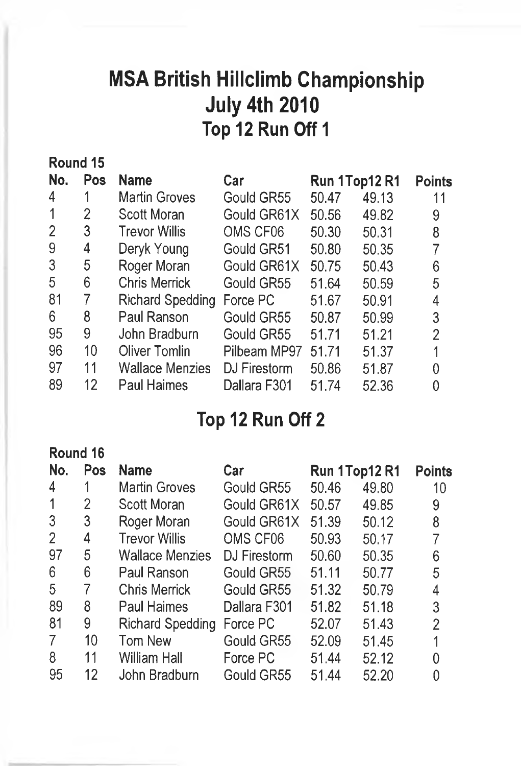# MSA British Hillclimb Championship

## July 4th 2010

### Top 12 Run Off 1

**Round 15**

| No. | Pos | Name | Car | Run 1 | Top12 R1 | Points |
|---|---|---|---|---|---|---|
| 4 | 1 | Martin Groves | Gould GR55 | 50.47 | 49.13 | 11 |
| 1 | 2 | Scott Moran | Gould GR61X | 50.56 | 49.82 | 9 |
| 2 | 3 | Trevor Willis | OMS CF06 | 50.30 | 50.31 | 8 |
| 9 | 4 | Deryk Young | Gould GR51 | 50.80 | 50.35 | 7 |
| 3 | 5 | Roger Moran | Gould GR61X | 50.75 | 50.43 | 6 |
| 5 | 6 | Chris Merrick | Gould GR55 | 51.64 | 50.59 | 5 |
| 81 | 7 | Richard Spedding | Force PC | 51.67 | 50.91 | 4 |
| 6 | 8 | Paul Ranson | Gould GR55 | 50.87 | 50.99 | 3 |
| 95 | 9 | John Bradburn | Gould GR55 | 51.71 | 51.21 | 2 |
| 96 | 10 | Oliver Tomlin | Pilbeam MP97 | 51.71 | 51.37 | 1 |
| 97 | 11 | Wallace Menzies | DJ Firestorm | 50.86 | 51.87 | 0 |
| 89 | 12 | Paul Haimes | Dallara F301 | 51.74 | 52.36 | 0 |

### Top 12 Run Off 2

**Round 16**

| No. | Pos | Name | Car | Run 1 | Top12 R1 | Points |
|---|---|---|---|---|---|---|
| 4 | 1 | Martin Groves | Gould GR55 | 50.46 | 49.80 | 10 |
| 1 | 2 | Scott Moran | Gould GR61X | 50.57 | 49.85 | 9 |
| 3 | 3 | Roger Moran | Gould GR61X | 51.39 | 50.12 | 8 |
| 2 | 4 | Trevor Willis | OMS CF06 | 50.93 | 50.17 | 7 |
| 97 | 5 | Wallace Menzies | DJ Firestorm | 50.60 | 50.35 | 6 |
| 6 | 6 | Paul Ranson | Gould GR55 | 51.11 | 50.77 | 5 |
| 5 | 7 | Chris Merrick | Gould GR55 | 51.32 | 50.79 | 4 |
| 89 | 8 | Paul Haimes | Dallara F301 | 51.82 | 51.18 | 3 |
| 81 | 9 | Richard Spedding | Force PC | 52.07 | 51.43 | 2 |
| 7 | 10 | Tom New | Gould GR55 | 52.09 | 51.45 | 1 |
| 8 | 11 | William Hall | Force PC | 51.44 | 52.12 | 0 |
| 95 | 12 | John Bradburn | Gould GR55 | 51.44 | 52.20 | 0 |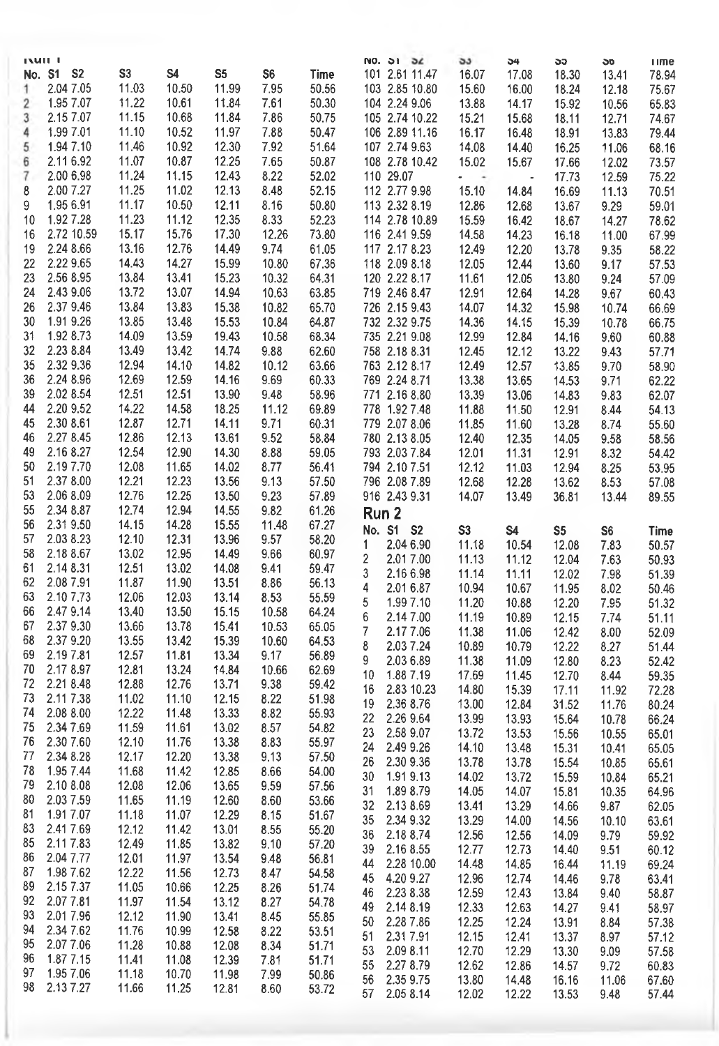Run 1

| No. | S1 | S2 | S3 | S4 | S5 | S6 | Time |
|---|---|---|---|---|---|---|---|
| 1 | 2.04 | 7.05 | 11.03 | 10.50 | 11.99 | 7.95 | 50.56 |
| 2 | 1.95 | 7.07 | 11.22 | 10.61 | 11.84 | 7.61 | 50.30 |
| 3 | 2.15 | 7.07 | 11.15 | 10.68 | 11.84 | 7.86 | 50.75 |
| 4 | 1.99 | 7.01 | 11.10 | 10.52 | 11.97 | 7.88 | 50.47 |
| 5 | 1.94 | 7.10 | 11.46 | 10.92 | 12.30 | 7.92 | 51.64 |
| 6 | 2.11 | 6.92 | 11.07 | 10.87 | 12.25 | 7.65 | 50.87 |
| 7 | 2.00 | 6.98 | 11.24 | 11.15 | 12.43 | 8.22 | 52.02 |
| 8 | 2.00 | 7.27 | 11.25 | 11.02 | 12.13 | 8.48 | 52.15 |
| 9 | 1.95 | 6.91 | 11.17 | 10.50 | 12.11 | 8.16 | 50.80 |
| 10 | 1.92 | 7.28 | 11.23 | 11.12 | 12.35 | 8.33 | 52.23 |
| 16 | 2.72 | 10.59 | 15.17 | 15.76 | 17.30 | 12.26 | 73.80 |
| 19 | 2.24 | 8.66 | 13.16 | 12.76 | 14.49 | 9.74 | 61.05 |
| 22 | 2.22 | 9.65 | 14.43 | 14.27 | 15.99 | 10.80 | 67.36 |
| 23 | 2.56 | 8.95 | 13.84 | 13.41 | 15.23 | 10.32 | 64.31 |
| 24 | 2.43 | 9.06 | 13.72 | 13.07 | 14.94 | 10.63 | 63.85 |
| 26 | 2.37 | 9.46 | 13.84 | 13.83 | 15.38 | 10.82 | 65.70 |
| 30 | 1.91 | 9.26 | 13.85 | 13.48 | 15.53 | 10.84 | 64.87 |
| 31 | 1.92 | 8.73 | 14.09 | 13.59 | 19.43 | 10.58 | 68.34 |
| 32 | 2.23 | 8.84 | 13.49 | 13.42 | 14.74 | 9.88 | 62.60 |
| 35 | 2.32 | 9.36 | 12.94 | 14.10 | 14.82 | 10.12 | 63.66 |
| 36 | 2.24 | 8.96 | 12.69 | 12.59 | 14.16 | 9.69 | 60.33 |
| 39 | 2.02 | 8.54 | 12.51 | 12.51 | 13.90 | 9.48 | 58.96 |
| 44 | 2.20 | 9.52 | 14.22 | 14.58 | 18.25 | 11.12 | 69.89 |
| 45 | 2.30 | 8.61 | 12.87 | 12.71 | 14.11 | 9.71 | 60.31 |
| 46 | 2.27 | 8.45 | 12.86 | 12.13 | 13.61 | 9.52 | 58.84 |
| 49 | 2.16 | 8.27 | 12.54 | 12.90 | 14.30 | 8.88 | 59.05 |
| 50 | 2.19 | 7.70 | 12.08 | 11.65 | 14.02 | 8.77 | 56.41 |
| 51 | 2.37 | 8.00 | 12.21 | 12.23 | 13.56 | 9.13 | 57.50 |
| 53 | 2.06 | 8.09 | 12.76 | 12.25 | 13.50 | 9.23 | 57.89 |
| 55 | 2.34 | 8.87 | 12.74 | 12.94 | 14.55 | 9.82 | 61.26 |
| 56 | 2.31 | 9.50 | 14.15 | 14.28 | 15.55 | 11.48 | 67.27 |
| 57 | 2.03 | 8.23 | 12.10 | 12.31 | 13.96 | 9.57 | 58.20 |
| 58 | 2.18 | 8.67 | 13.02 | 12.95 | 14.49 | 9.66 | 60.97 |
| 61 | 2.14 | 8.31 | 12.51 | 13.02 | 14.08 | 9.41 | 59.47 |
| 62 | 2.08 | 7.91 | 11.87 | 11.90 | 13.51 | 8.86 | 56.13 |
| 63 | 2.10 | 7.73 | 12.06 | 12.03 | 13.14 | 8.53 | 55.59 |
| 66 | 2.47 | 9.14 | 13.40 | 13.50 | 15.15 | 10.58 | 64.24 |
| 67 | 2.37 | 9.30 | 13.66 | 13.78 | 15.41 | 10.53 | 65.05 |
| 68 | 2.37 | 9.20 | 13.55 | 13.42 | 15.39 | 10.60 | 64.53 |
| 69 | 2.19 | 7.81 | 12.57 | 11.81 | 13.34 | 9.17 | 56.89 |
| 70 | 2.17 | 8.97 | 12.81 | 13.24 | 14.84 | 10.66 | 62.69 |
| 72 | 2.21 | 8.48 | 12.88 | 12.76 | 13.71 | 9.38 | 59.42 |
| 73 | 2.11 | 7.38 | 11.02 | 11.10 | 12.15 | 8.22 | 51.98 |
| 74 | 2.08 | 8.00 | 12.22 | 11.48 | 13.33 | 8.82 | 55.93 |
| 75 | 2.34 | 7.69 | 11.59 | 11.61 | 13.02 | 8.57 | 54.82 |
| 76 | 2.30 | 7.60 | 12.10 | 11.76 | 13.38 | 8.83 | 55.97 |
| 77 | 2.34 | 8.28 | 12.17 | 12.20 | 13.38 | 9.13 | 57.50 |
| 78 | 1.95 | 7.44 | 11.68 | 11.42 | 12.85 | 8.66 | 54.00 |
| 79 | 2.10 | 8.08 | 12.08 | 12.06 | 13.65 | 9.59 | 57.56 |
| 80 | 2.03 | 7.59 | 11.65 | 11.19 | 12.60 | 8.60 | 53.66 |
| 81 | 1.91 | 7.07 | 11.18 | 11.07 | 12.29 | 8.15 | 51.67 |
| 83 | 2.41 | 7.69 | 12.12 | 11.42 | 13.01 | 8.55 | 55.20 |
| 85 | 2.11 | 7.83 | 12.49 | 11.85 | 13.82 | 9.10 | 57.20 |
| 86 | 2.04 | 7.77 | 12.01 | 11.97 | 13.54 | 9.48 | 56.81 |
| 87 | 1.98 | 7.62 | 12.22 | 11.56 | 12.73 | 8.47 | 54.58 |
| 89 | 2.15 | 7.37 | 11.05 | 10.66 | 12.25 | 8.26 | 51.74 |
| 92 | 2.07 | 7.81 | 11.97 | 11.54 | 13.12 | 8.27 | 54.78 |
| 93 | 2.01 | 7.96 | 12.12 | 11.90 | 13.41 | 8.45 | 55.85 |
| 94 | 2.34 | 7.62 | 11.76 | 10.99 | 12.58 | 8.22 | 53.51 |
| 95 | 2.07 | 7.06 | 11.28 | 10.88 | 12.08 | 8.34 | 51.71 |
| 96 | 1.87 | 7.15 | 11.41 | 11.08 | 12.39 | 7.81 | 51.71 |
| 97 | 1.95 | 7.06 | 11.18 | 10.70 | 11.98 | 7.99 | 50.86 |
| 98 | 2.13 | 7.27 | 11.66 | 11.25 | 12.81 | 8.60 | 53.72 |
| 101 | 2.61 | 11.47 | 16.07 | 17.08 | 18.30 | 13.41 | 78.94 |
| 103 | 2.85 | 10.80 | 15.60 | 16.00 | 18.24 | 12.18 | 75.67 |
| 104 | 2.24 | 9.06 | 13.88 | 14.17 | 15.92 | 10.56 | 65.83 |
| 105 | 2.74 | 10.22 | 15.21 | 15.68 | 18.11 | 12.71 | 74.67 |
| 106 | 2.89 | 11.16 | 16.17 | 16.48 | 18.91 | 13.83 | 79.44 |
| 107 | 2.74 | 9.63 | 14.08 | 14.40 | 16.25 | 11.06 | 68.16 |
| 108 | 2.78 | 10.42 | 15.02 | 15.67 | 17.66 | 12.02 | 73.57 |
| 110 | 29.07 | | - | - | 17.73 | 12.59 | 75.22 |
| 112 | 2.77 | 9.98 | 15.10 | 14.84 | 16.69 | 11.13 | 70.51 |
| 113 | 2.32 | 8.19 | 12.86 | 12.68 | 13.67 | 9.29 | 59.01 |
| 114 | 2.78 | 10.89 | 15.59 | 16.42 | 18.67 | 14.27 | 78.62 |
| 116 | 2.41 | 9.59 | 14.58 | 14.23 | 16.18 | 11.00 | 67.99 |
| 117 | 2.17 | 8.23 | 12.49 | 12.20 | 13.78 | 9.35 | 58.22 |
| 118 | 2.09 | 8.18 | 12.05 | 12.44 | 13.60 | 9.17 | 57.53 |
| 120 | 2.22 | 8.17 | 11.61 | 12.05 | 13.80 | 9.24 | 57.09 |
| 719 | 2.46 | 8.47 | 12.91 | 12.64 | 14.28 | 9.67 | 60.43 |
| 726 | 2.15 | 9.43 | 14.07 | 14.32 | 15.98 | 10.74 | 66.69 |
| 732 | 2.32 | 9.75 | 14.36 | 14.15 | 15.39 | 10.78 | 66.75 |
| 735 | 2.21 | 9.08 | 12.99 | 12.84 | 14.16 | 9.60 | 60.88 |
| 758 | 2.18 | 8.31 | 12.45 | 12.12 | 13.22 | 9.43 | 57.71 |
| 763 | 2.12 | 8.17 | 12.49 | 12.57 | 13.85 | 9.70 | 58.90 |
| 769 | 2.24 | 8.71 | 13.38 | 13.65 | 14.53 | 9.71 | 62.22 |
| 771 | 2.16 | 8.80 | 13.39 | 13.06 | 14.83 | 9.83 | 62.07 |
| 778 | 1.92 | 7.48 | 11.88 | 11.50 | 12.91 | 8.44 | 54.13 |
| 779 | 2.07 | 8.06 | 11.85 | 11.60 | 13.28 | 8.74 | 55.60 |
| 780 | 2.13 | 8.05 | 12.40 | 12.35 | 14.05 | 9.58 | 58.56 |
| 793 | 2.03 | 7.84 | 12.01 | 11.31 | 12.91 | 8.32 | 54.42 |
| 794 | 2.10 | 7.51 | 12.12 | 11.03 | 12.94 | 8.25 | 53.95 |
| 796 | 2.08 | 7.89 | 12.68 | 12.28 | 13.62 | 8.53 | 57.08 |
| 916 | 2.43 | 9.31 | 14.07 | 13.49 | 36.81 | 13.44 | 89.55 |

## Run 2

| No. | S1 | S2 | S3 | S4 | S5 | S6 | Time |
|---|---|---|---|---|---|---|---|
| 1 | 2.04 | 6.90 | 11.18 | 10.54 | 12.08 | 7.83 | 50.57 |
| 2 | 2.01 | 7.00 | 11.13 | 11.12 | 12.04 | 7.63 | 50.93 |
| 3 | 2.16 | 6.98 | 11.14 | 11.11 | 12.02 | 7.98 | 51.39 |
| 4 | 2.01 | 6.87 | 10.94 | 10.67 | 11.95 | 8.02 | 50.46 |
| 5 | 1.99 | 7.10 | 11.20 | 10.88 | 12.20 | 7.95 | 51.32 |
| 6 | 2.14 | 7.00 | 11.19 | 10.89 | 12.15 | 7.74 | 51.11 |
| 7 | 2.17 | 7.06 | 11.38 | 11.06 | 12.42 | 8.00 | 52.09 |
| 8 | 2.03 | 7.24 | 10.89 | 10.79 | 12.22 | 8.27 | 51.44 |
| 9 | 2.03 | 6.89 | 11.38 | 11.09 | 12.80 | 8.23 | 52.42 |
| 10 | 1.88 | 7.19 | 17.69 | 11.45 | 12.70 | 8.44 | 59.35 |
| 16 | 2.83 | 10.23 | 14.80 | 15.39 | 17.11 | 11.92 | 72.28 |
| 19 | 2.36 | 8.76 | 13.00 | 12.84 | 31.52 | 11.76 | 80.24 |
| 22 | 2.26 | 9.64 | 13.99 | 13.93 | 15.64 | 10.78 | 66.24 |
| 23 | 2.58 | 9.07 | 13.72 | 13.53 | 15.56 | 10.55 | 65.01 |
| 24 | 2.49 | 9.26 | 14.10 | 13.48 | 15.31 | 10.41 | 65.05 |
| 26 | 2.30 | 9.36 | 13.78 | 13.78 | 15.54 | 10.85 | 65.61 |
| 30 | 1.91 | 9.13 | 14.02 | 13.72 | 15.59 | 10.84 | 65.21 |
| 31 | 1.89 | 8.79 | 14.05 | 14.07 | 15.81 | 10.35 | 64.96 |
| 32 | 2.13 | 8.69 | 13.41 | 13.29 | 14.66 | 9.87 | 62.05 |
| 35 | 2.34 | 9.32 | 13.29 | 14.00 | 14.56 | 10.10 | 63.61 |
| 36 | 2.18 | 8.74 | 12.56 | 12.56 | 14.09 | 9.79 | 59.92 |
| 39 | 2.16 | 8.55 | 12.77 | 12.73 | 14.40 | 9.51 | 60.12 |
| 44 | 2.28 | 10.00 | 14.48 | 14.85 | 16.44 | 11.19 | 69.24 |
| 45 | 4.20 | 9.27 | 12.96 | 12.74 | 14.46 | 9.78 | 63.41 |
| 46 | 2.23 | 8.38 | 12.59 | 12.43 | 13.84 | 9.40 | 58.87 |
| 49 | 2.14 | 8.19 | 12.33 | 12.63 | 14.27 | 9.41 | 58.97 |
| 50 | 2.28 | 7.86 | 12.25 | 12.24 | 13.91 | 8.84 | 57.38 |
| 51 | 2.31 | 7.91 | 12.15 | 12.41 | 13.37 | 8.97 | 57.12 |
| 53 | 2.09 | 8.11 | 12.70 | 12.29 | 13.30 | 9.09 | 57.58 |
| 55 | 2.27 | 8.79 | 12.62 | 12.86 | 14.57 | 9.72 | 60.83 |
| 56 | 2.35 | 9.75 | 13.80 | 14.48 | 16.16 | 11.06 | 67.60 |
| 57 | 2.05 | 8.14 | 12.02 | 12.22 | 13.53 | 9.48 | 57.44 |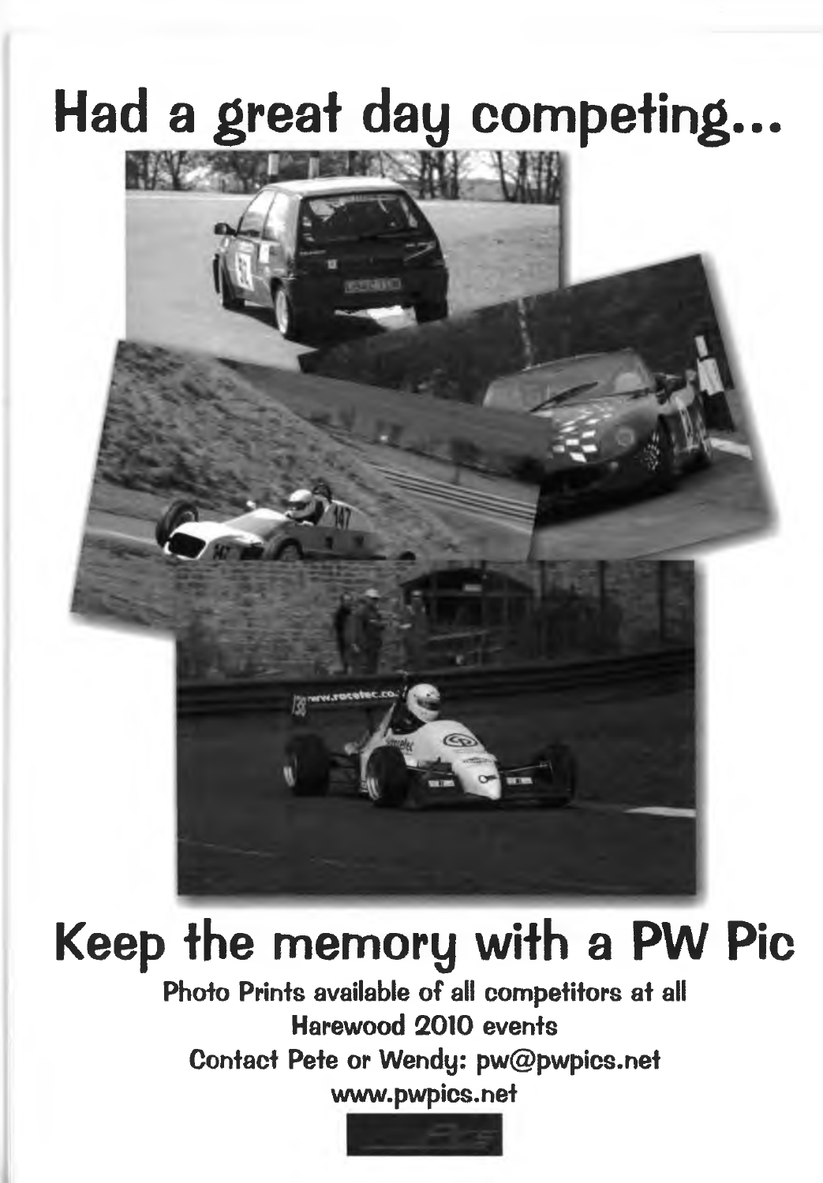# Had a great day competing...

# Keep the memory with a PW Pic

**Photo Prints available of all competitors at all Harewood 2010 events**

**Contact Pete or Wendy: pw@pwpics.net**

**www.pwpics.net**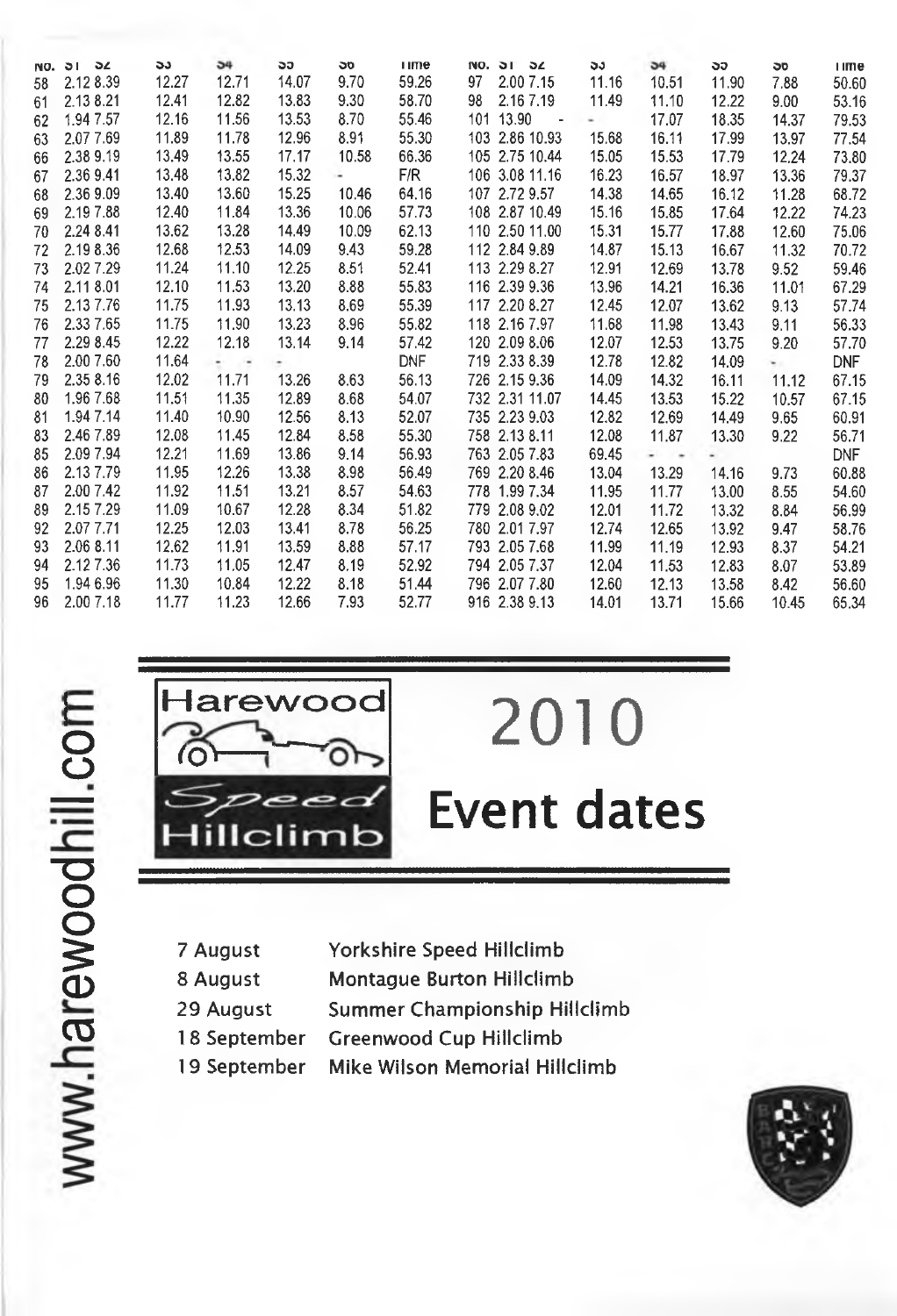| No. | S1 | S2 | S3 | S4 | S5 | S6 | Time | No. | S1 | S2 | S3 | S4 | S5 | S6 | Time |
|---|---|---|---|---|---|---|---|---|---|---|---|---|---|---|---|
| 58 | 2.12 | 8.39 | 12.27 | 12.71 | 14.07 | 9.70 | 59.26 | 97 | 2.00 | 7.15 | 11.16 | 10.51 | 11.90 | 7.88 | 50.60 |
| 61 | 2.13 | 8.21 | 12.41 | 12.82 | 13.83 | 9.30 | 58.70 | 98 | 2.16 | 7.19 | 11.49 | 11.10 | 12.22 | 9.00 | 53.16 |
| 62 | 1.94 | 7.57 | 12.16 | 11.56 | 13.53 | 8.70 | 55.46 | 101 | 13.90 | - | - | 17.07 | 18.35 | 14.37 | 79.53 |
| 63 | 2.07 | 7.69 | 11.89 | 11.78 | 12.96 | 8.91 | 55.30 | 103 | 2.86 | 10.93 | 15.68 | 16.11 | 17.99 | 13.97 | 77.54 |
| 66 | 2.38 | 9.19 | 13.49 | 13.55 | 17.17 | 10.58 | 66.36 | 105 | 2.75 | 10.44 | 15.05 | 15.53 | 17.79 | 12.24 | 73.80 |
| 67 | 2.36 | 9.41 | 13.48 | 13.82 | 15.32 | - | F/R | 106 | 3.08 | 11.16 | 16.23 | 16.57 | 18.97 | 13.36 | 79.37 |
| 68 | 2.36 | 9.09 | 13.40 | 13.60 | 15.25 | 10.46 | 64.16 | 107 | 2.72 | 9.57 | 14.38 | 14.65 | 16.12 | 11.28 | 68.72 |
| 69 | 2.19 | 7.88 | 12.40 | 11.84 | 13.36 | 10.06 | 57.73 | 108 | 2.87 | 10.49 | 15.16 | 15.85 | 17.64 | 12.22 | 74.23 |
| 70 | 2.24 | 8.41 | 13.62 | 13.28 | 14.49 | 10.09 | 62.13 | 110 | 2.50 | 11.00 | 15.31 | 15.77 | 17.88 | 12.60 | 75.06 |
| 72 | 2.19 | 8.36 | 12.68 | 12.53 | 14.09 | 9.43 | 59.28 | 112 | 2.84 | 9.89 | 14.87 | 15.13 | 16.67 | 11.32 | 70.72 |
| 73 | 2.02 | 7.29 | 11.24 | 11.10 | 12.25 | 8.51 | 52.41 | 113 | 2.29 | 8.27 | 12.91 | 12.69 | 13.78 | 9.52 | 59.46 |
| 74 | 2.11 | 8.01 | 12.10 | 11.53 | 13.20 | 8.88 | 55.83 | 116 | 2.39 | 9.36 | 13.96 | 14.21 | 16.36 | 11.01 | 67.29 |
| 75 | 2.13 | 7.76 | 11.75 | 11.93 | 13.13 | 8.69 | 55.39 | 117 | 2.20 | 8.27 | 12.45 | 12.07 | 13.62 | 9.13 | 57.74 |
| 76 | 2.33 | 7.65 | 11.75 | 11.90 | 13.23 | 8.96 | 55.82 | 118 | 2.16 | 7.97 | 11.68 | 11.98 | 13.43 | 9.11 | 56.33 |
| 77 | 2.29 | 8.45 | 12.22 | 12.18 | 13.14 | 9.14 | 57.42 | 120 | 2.09 | 8.06 | 12.07 | 12.53 | 13.75 | 9.20 | 57.70 |
| 78 | 2.00 | 7.60 | 11.64 | - | - | | DNF | 719 | 2.33 | 8.39 | 12.78 | 12.82 | 14.09 | - | DNF |
| 79 | 2.35 | 8.16 | 12.02 | 11.71 | 13.26 | 8.63 | 56.13 | 726 | 2.15 | 9.36 | 14.09 | 14.32 | 16.11 | 11.12 | 67.15 |
| 80 | 1.96 | 7.68 | 11.51 | 11.35 | 12.89 | 8.68 | 54.07 | 732 | 2.31 | 11.07 | 14.45 | 13.53 | 15.22 | 10.57 | 67.15 |
| 81 | 1.94 | 7.14 | 11.40 | 10.90 | 12.56 | 8.13 | 52.07 | 735 | 2.23 | 9.03 | 12.82 | 12.69 | 14.49 | 9.65 | 60.91 |
| 83 | 2.46 | 7.89 | 12.08 | 11.45 | 12.84 | 8.58 | 55.30 | 758 | 2.13 | 8.11 | 12.08 | 11.87 | 13.30 | 9.22 | 56.71 |
| 85 | 2.09 | 7.94 | 12.21 | 11.69 | 13.86 | 9.14 | 56.93 | 763 | 2.05 | 7.83 | 69.45 | - | - | | DNF |
| 86 | 2.13 | 7.79 | 11.95 | 12.26 | 13.38 | 8.98 | 56.49 | 769 | 2.20 | 8.46 | 13.04 | 13.29 | 14.16 | 9.73 | 60.88 |
| 87 | 2.00 | 7.42 | 11.92 | 11.51 | 13.21 | 8.57 | 54.63 | 778 | 1.99 | 7.34 | 11.95 | 11.77 | 13.00 | 8.55 | 54.60 |
| 89 | 2.15 | 7.29 | 11.09 | 10.67 | 12.28 | 8.34 | 51.82 | 779 | 2.08 | 9.02 | 12.01 | 11.72 | 13.32 | 8.84 | 56.99 |
| 92 | 2.07 | 7.71 | 12.25 | 12.03 | 13.41 | 8.78 | 56.25 | 780 | 2.01 | 7.97 | 12.74 | 12.65 | 13.92 | 9.47 | 58.76 |
| 93 | 2.06 | 8.11 | 12.62 | 11.91 | 13.59 | 8.88 | 57.17 | 793 | 2.05 | 7.68 | 11.99 | 11.19 | 12.93 | 8.37 | 54.21 |
| 94 | 2.12 | 7.36 | 11.73 | 11.05 | 12.47 | 8.19 | 52.92 | 794 | 2.05 | 7.37 | 12.04 | 11.53 | 12.83 | 8.07 | 53.89 |
| 95 | 1.94 | 6.96 | 11.30 | 10.84 | 12.22 | 8.18 | 51.44 | 796 | 2.07 | 7.80 | 12.60 | 12.13 | 13.58 | 8.42 | 56.60 |
| 96 | 2.00 | 7.18 | 11.77 | 11.23 | 12.66 | 7.93 | 52.77 | 916 | 2.38 | 9.13 | 14.01 | 13.71 | 15.66 | 10.45 | 65.34 |

www.harewoodhill.com

Harewood Speed Hillclimb

# 2010 Event dates

| | |
|---|---|
| 7 August | Yorkshire Speed Hillclimb |
| 8 August | Montague Burton Hillclimb |
| 29 August | Summer Championship Hillclimb |
| 18 September | Greenwood Cup Hillclimb |
| 19 September | Mike Wilson Memorial Hillclimb |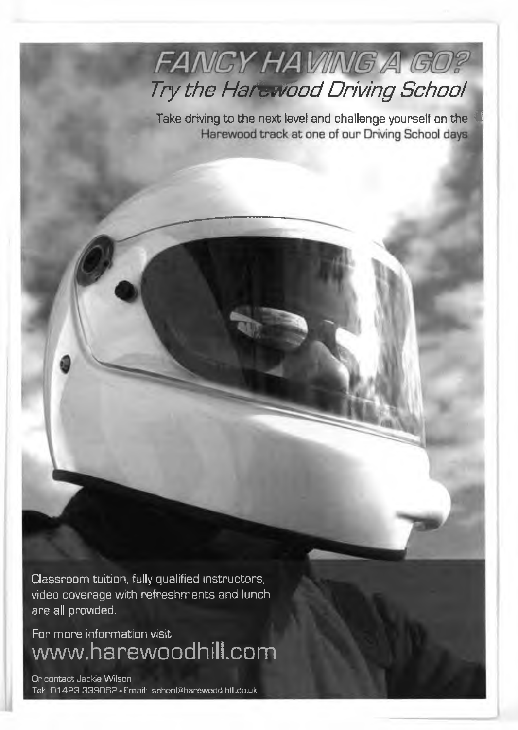# FANCY HAVING A GO?

## *Try the Harewood Driving School*

Take driving to the next level and challenge yourself on the Harewood track at one of our Driving School days

Classroom tuition, fully qualified instructors, video coverage with refreshments and lunch are all provided.

For more information visit
www.harewoodhill.com

Or contact Jackie Wilson
Tel: 01423 339062 - Email: school@harewood-hill.co.uk